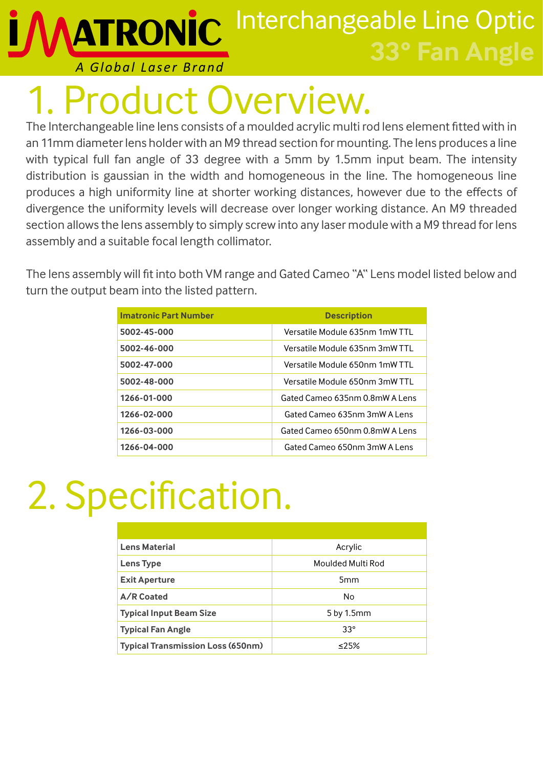# Interchangeable Line Optic

## 33° Fan Angle

# 1. Product Overview.

The Interchangeable line lens consists of a moulded acrylic multi rod lens element fitted with in an 11mm diameter lens holder with an M9 thread section for mounting. The lens produces a line with typical full fan angle of 33 degree with a 5mm by 1.5mm input beam. The intensity distribution is gaussian in the width and homogeneous in the line. The homogeneous line produces a high uniformity line at shorter working distances, however due to the effects of divergence the uniformity levels will decrease over longer working distance. An M9 threaded section allows the lens assembly to simply screw into any laser module with a M9 thread for lens assembly and a suitable focal length collimator.

The lens assembly will fit into both VM range and Gated Cameo "A" Lens model listed below and turn the output beam into the listed pattern.

| Imatronic Part Number | Description |
|---|---|
| 5002-45-000 | Versatile Module 635nm 1mW TTL |
| 5002-46-000 | Versatile Module 635nm 3mW TTL |
| 5002-47-000 | Versatile Module 650nm 1mW TTL |
| 5002-48-000 | Versatile Module 650nm 3mW TTL |
| 1266-01-000 | Gated Cameo 635nm 0.8mW A Lens |
| 1266-02-000 | Gated Cameo 635nm 3mW A Lens |
| 1266-03-000 | Gated Cameo 650nm 0.8mW A Lens |
| 1266-04-000 | Gated Cameo 650nm 3mW A Lens |

# 2. Specification.

| | |
|---|---|
| Lens Material | Acrylic |
| Lens Type | Moulded Multi Rod |
| Exit Aperture | 5mm |
| A/R Coated | No |
| Typical Input Beam Size | 5 by 1.5mm |
| Typical Fan Angle | 33° |
| Typical Transmission Loss (650nm) | ≤25% |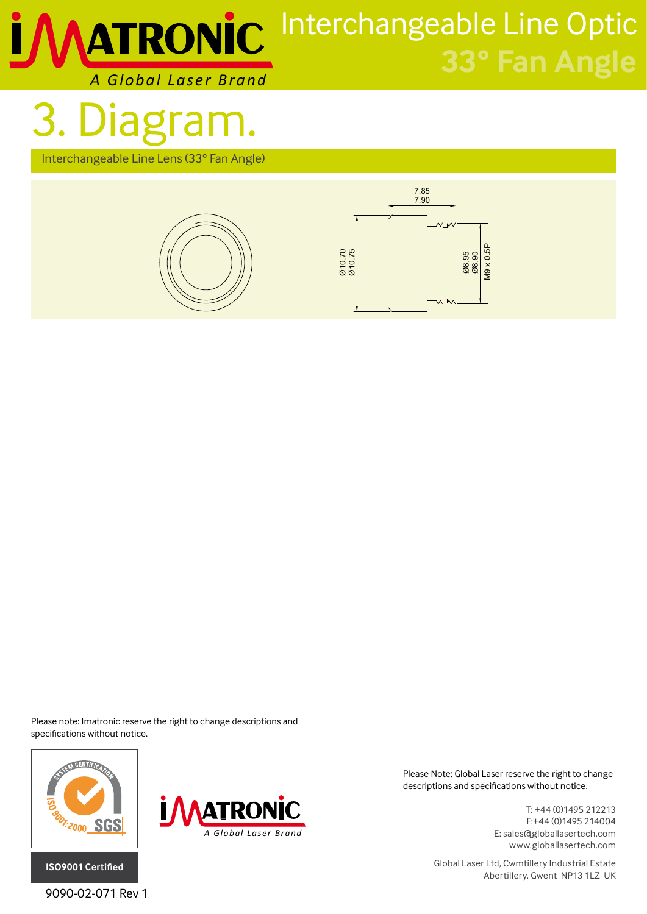# 3. Diagram.

Interchangeable Line Lens (33° Fan Angle)

7.85
7.90

Ø10.70
Ø10.75

Ø8.95
Ø8.90

M9 x 0.5P

Please note: Imatronic reserve the right to change descriptions and specifications without notice.

ISO9001 Certified

9090-02-071 Rev 1

Please Note: Global Laser reserve the right to change descriptions and specifications without notice.

T: +44 (0)1495 212213
F:+44 (0)1495 214004
E: sales@globallasertech.com
www.globallasertech.com

Global Laser Ltd, Cwmtillery Industrial Estate
Abertillery. Gwent NP13 1LZ UK